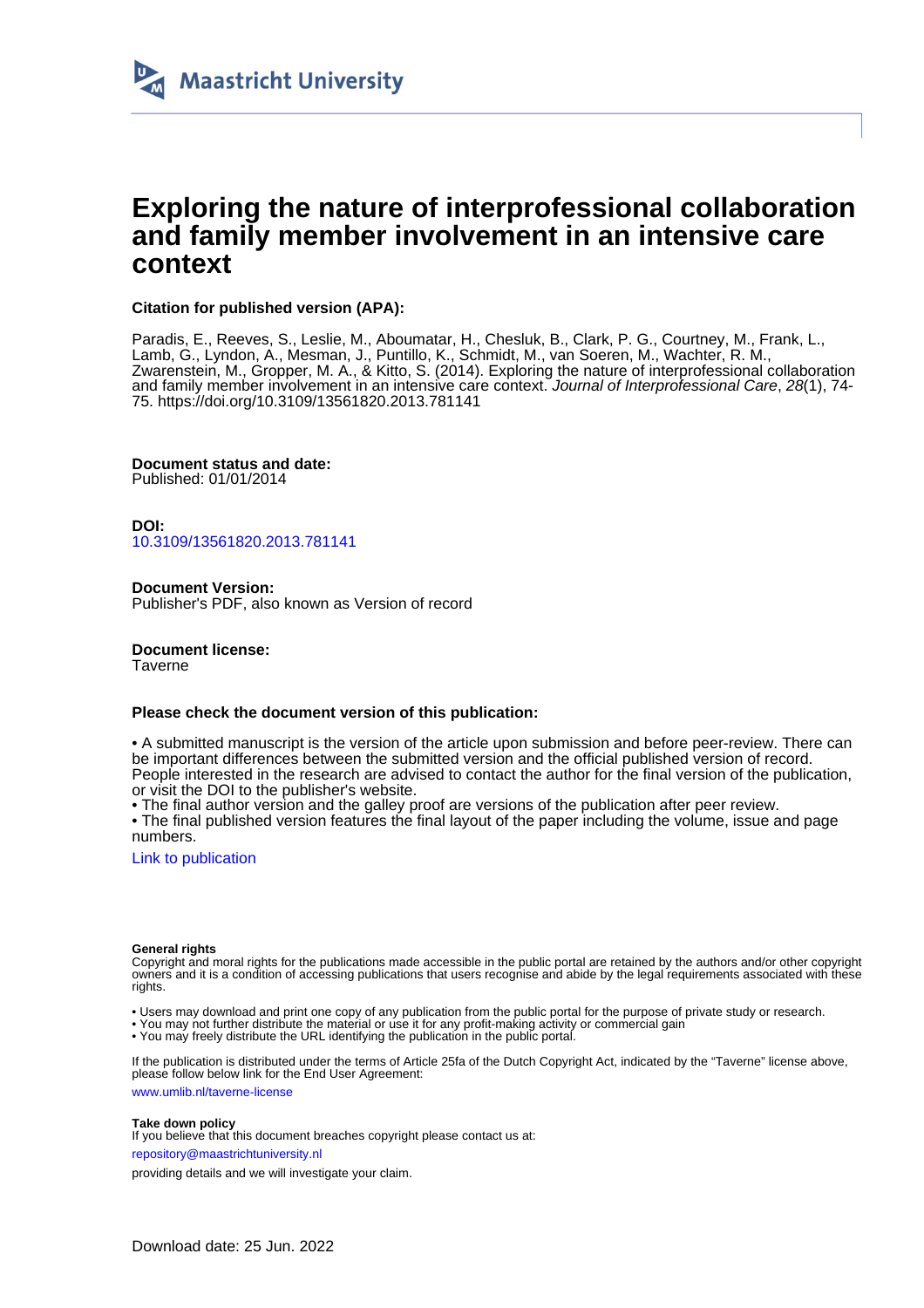Maastricht University

# Exploring the nature of interprofessional collaboration and family member involvement in an intensive care context

**Citation for published version (APA):**

Paradis, E., Reeves, S., Leslie, M., Aboumatar, H., Chesluk, B., Clark, P. G., Courtney, M., Frank, L., Lamb, G., Lyndon, A., Mesman, J., Puntillo, K., Schmidt, M., van Soeren, M., Wachter, R. M., Zwarenstein, M., Gropper, M. A., & Kitto, S. (2014). Exploring the nature of interprofessional collaboration and family member involvement in an intensive care context. *Journal of Interprofessional Care*, *28*(1), 74-75. https://doi.org/10.3109/13561820.2013.781141

**Document status and date:**
Published: 01/01/2014

**DOI:**
10.3109/13561820.2013.781141

**Document Version:**
Publisher's PDF, also known as Version of record

**Document license:**
Taverne

**Please check the document version of this publication:**

• A submitted manuscript is the version of the article upon submission and before peer-review. There can be important differences between the submitted version and the official published version of record. People interested in the research are advised to contact the author for the final version of the publication, or visit the DOI to the publisher's website.
• The final author version and the galley proof are versions of the publication after peer review.
• The final published version features the final layout of the paper including the volume, issue and page numbers.

Link to publication

**General rights**
Copyright and moral rights for the publications made accessible in the public portal are retained by the authors and/or other copyright owners and it is a condition of accessing publications that users recognise and abide by the legal requirements associated with these rights.

• Users may download and print one copy of any publication from the public portal for the purpose of private study or research.
• You may not further distribute the material or use it for any profit-making activity or commercial gain
• You may freely distribute the URL identifying the publication in the public portal.

If the publication is distributed under the terms of Article 25fa of the Dutch Copyright Act, indicated by the "Taverne" license above, please follow below link for the End User Agreement:

www.umlib.nl/taverne-license

**Take down policy**
If you believe that this document breaches copyright please contact us at:

repository@maastrichtuniversity.nl

providing details and we will investigate your claim.

Download date: 25 Jun. 2022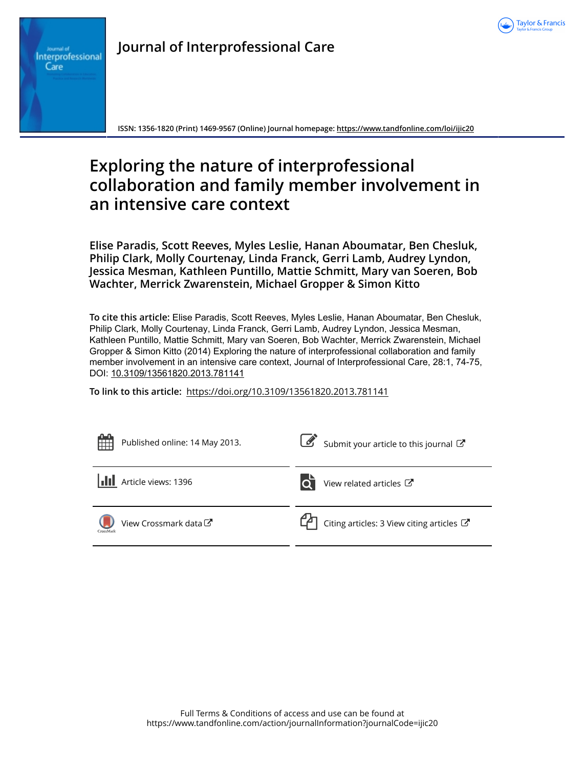# Journal of Interprofessional Care

ISSN: 1356-1820 (Print) 1469-9567 (Online) Journal homepage: https://www.tandfonline.com/loi/ijic20

# Exploring the nature of interprofessional collaboration and family member involvement in an intensive care context

**Elise Paradis, Scott Reeves, Myles Leslie, Hanan Aboumatar, Ben Chesluk, Philip Clark, Molly Courtenay, Linda Franck, Gerri Lamb, Audrey Lyndon, Jessica Mesman, Kathleen Puntillo, Mattie Schmitt, Mary van Soeren, Bob Wachter, Merrick Zwarenstein, Michael Gropper & Simon Kitto**

**To cite this article:** Elise Paradis, Scott Reeves, Myles Leslie, Hanan Aboumatar, Ben Chesluk, Philip Clark, Molly Courtenay, Linda Franck, Gerri Lamb, Audrey Lyndon, Jessica Mesman, Kathleen Puntillo, Mattie Schmitt, Mary van Soeren, Bob Wachter, Merrick Zwarenstein, Michael Gropper & Simon Kitto (2014) Exploring the nature of interprofessional collaboration and family member involvement in an intensive care context, Journal of Interprofessional Care, 28:1, 74-75, DOI: 10.3109/13561820.2013.781141

**To link to this article:** https://doi.org/10.3109/13561820.2013.781141

Published online: 14 May 2013.

Submit your article to this journal

Article views: 1396

View related articles

View Crossmark data

Citing articles: 3 View citing articles

Full Terms & Conditions of access and use can be found at https://www.tandfonline.com/action/journalInformation?journalCode=ijic20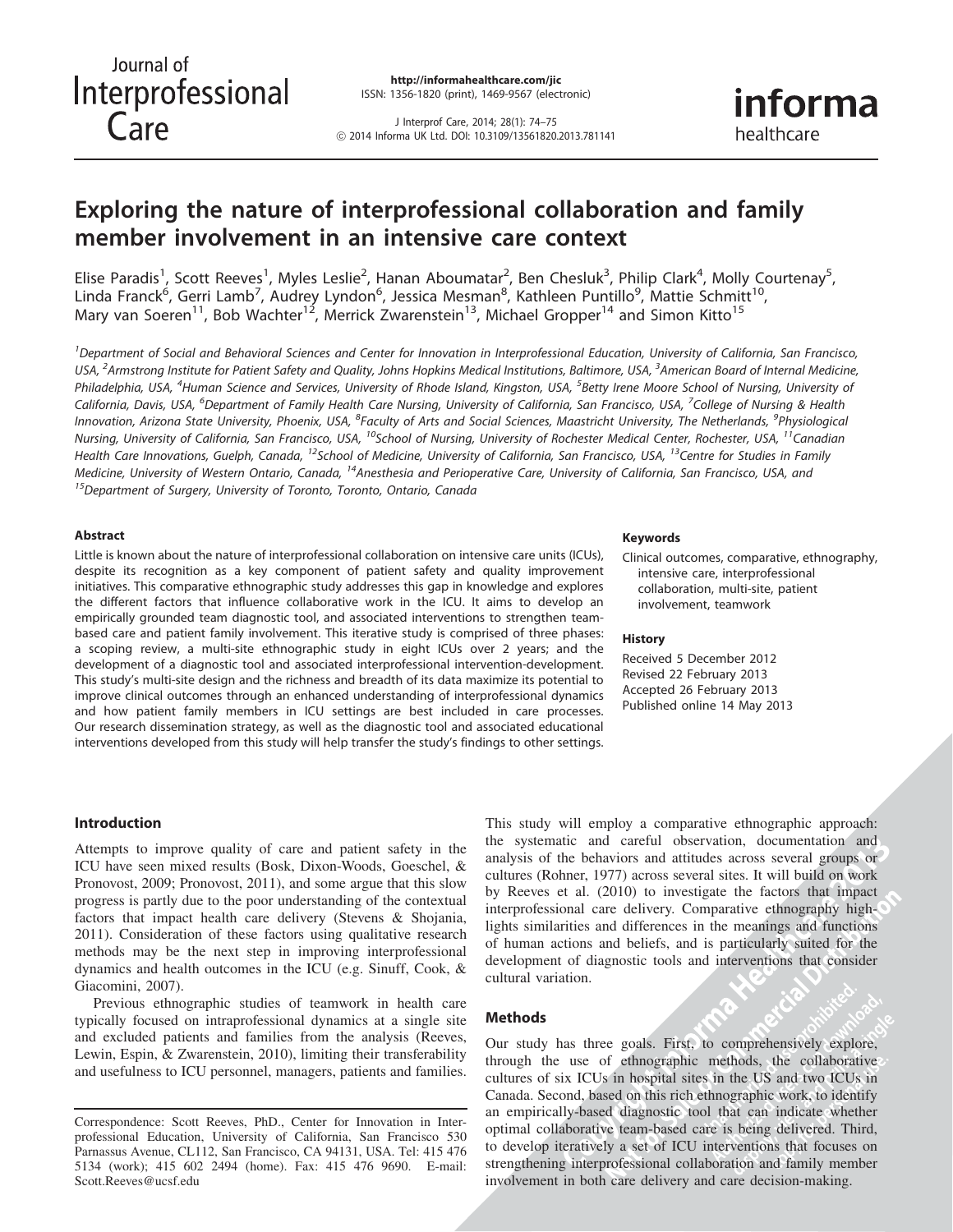# Exploring the nature of interprofessional collaboration and family member involvement in an intensive care context

Elise Paradis[1], Scott Reeves[1], Myles Leslie[2], Hanan Aboumatar[2], Ben Chesluk[3], Philip Clark[4], Molly Courtenay[5], Linda Franck[6], Gerri Lamb[7], Audrey Lyndon[6], Jessica Mesman[8], Kathleen Puntillo[9], Mattie Schmitt[10], Mary van Soeren[11], Bob Wachter[12], Merrick Zwarenstein[13], Michael Gropper[14] and Simon Kitto[15]

[1]Department of Social and Behavioral Sciences and Center for Innovation in Interprofessional Education, University of California, San Francisco, USA, [2]Armstrong Institute for Patient Safety and Quality, Johns Hopkins Medical Institutions, Baltimore, USA, [3]American Board of Internal Medicine, Philadelphia, USA, [4]Human Science and Services, University of Rhode Island, Kingston, USA, [5]Betty Irene Moore School of Nursing, University of California, Davis, USA, [6]Department of Family Health Care Nursing, University of California, San Francisco, USA, [7]College of Nursing & Health Innovation, Arizona State University, Phoenix, USA, [8]Faculty of Arts and Social Sciences, Maastricht University, The Netherlands, [9]Physiological Nursing, University of California, San Francisco, USA, [10]School of Nursing, University of Rochester Medical Center, Rochester, USA, [11]Canadian Health Care Innovations, Guelph, Canada, [12]School of Medicine, University of California, San Francisco, USA, [13]Centre for Studies in Family Medicine, University of Western Ontario, Canada, [14]Anesthesia and Perioperative Care, University of California, San Francisco, USA, and [15]Department of Surgery, University of Toronto, Toronto, Ontario, Canada

## Abstract

Little is known about the nature of interprofessional collaboration on intensive care units (ICUs), despite its recognition as a key component of patient safety and quality improvement initiatives. This comparative ethnographic study addresses this gap in knowledge and explores the different factors that influence collaborative work in the ICU. It aims to develop an empirically grounded team diagnostic tool, and associated interventions to strengthen team-based care and patient family involvement. This iterative study is comprised of three phases: a scoping review, a multi-site ethnographic study in eight ICUs over 2 years; and the development of a diagnostic tool and associated interprofessional intervention-development. This study's multi-site design and the richness and breadth of its data maximize its potential to improve clinical outcomes through an enhanced understanding of interprofessional dynamics and how patient family members in ICU settings are best included in care processes. Our research dissemination strategy, as well as the diagnostic tool and associated educational interventions developed from this study will help transfer the study's findings to other settings.

## Keywords

Clinical outcomes, comparative, ethnography, intensive care, interprofessional collaboration, multi-site, patient involvement, teamwork

## History

Received 5 December 2012
Revised 22 February 2013
Accepted 26 February 2013
Published online 14 May 2013

## Introduction

Attempts to improve quality of care and patient safety in the ICU have seen mixed results (Bosk, Dixon-Woods, Goeschel, & Pronovost, 2009; Pronovost, 2011), and some argue that this slow progress is partly due to the poor understanding of the contextual factors that impact health care delivery (Stevens & Shojania, 2011). Consideration of these factors using qualitative research methods may be the next step in improving interprofessional dynamics and health outcomes in the ICU (e.g. Sinuff, Cook, & Giacomini, 2007).

Previous ethnographic studies of teamwork in health care typically focused on intraprofessional dynamics at a single site and excluded patients and families from the analysis (Reeves, Lewin, Espin, & Zwarenstein, 2010), limiting their transferability and usefulness to ICU personnel, managers, patients and families.

Correspondence: Scott Reeves, PhD., Center for Innovation in Interprofessional Education, University of California, San Francisco 530 Parnassus Avenue, CL112, San Francisco, CA 94131, USA. Tel: 415 476 5134 (work); 415 602 2494 (home). Fax: 415 476 9690. E-mail: Scott.Reeves@ucsf.edu

This study will employ a comparative ethnographic approach: the systematic and careful observation, documentation and analysis of the behaviors and attitudes across several groups or cultures (Rohner, 1977) across several sites. It will build on work by Reeves et al. (2010) to investigate the factors that impact interprofessional care delivery. Comparative ethnography highlights similarities and differences in the meanings and functions of human actions and beliefs, and is particularly suited for the development of diagnostic tools and interventions that consider cultural variation.

## Methods

Our study has three goals. First, to comprehensively explore, through the use of ethnographic methods, the collaborative cultures of six ICUs in hospital sites in the US and two ICUs in Canada. Second, based on this rich ethnographic work, to identify an empirically-based diagnostic tool that can indicate whether optimal collaborative team-based care is being delivered. Third, to develop iteratively a set of ICU interventions that focuses on strengthening interprofessional collaboration and family member involvement in both care delivery and care decision-making.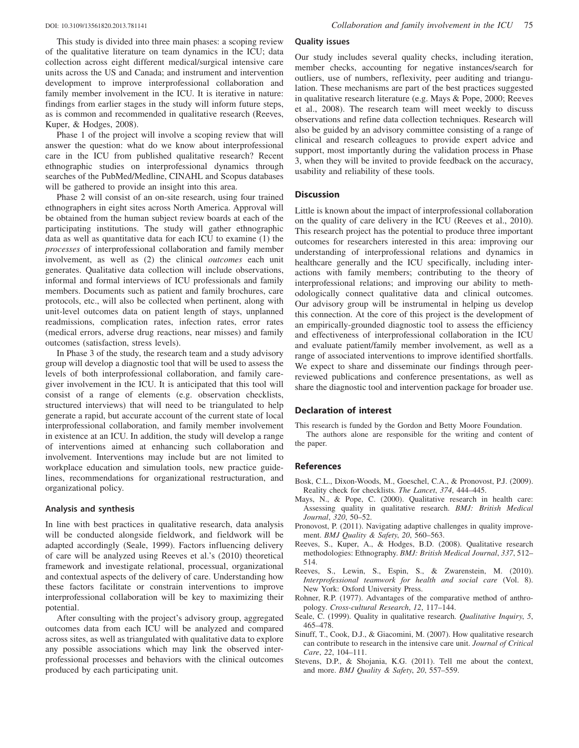This study is divided into three main phases: a scoping review of the qualitative literature on team dynamics in the ICU; data collection across eight different medical/surgical intensive care units across the US and Canada; and instrument and intervention development to improve interprofessional collaboration and family member involvement in the ICU. It is iterative in nature: findings from earlier stages in the study will inform future steps, as is common and recommended in qualitative research (Reeves, Kuper, & Hodges, 2008).

Phase 1 of the project will involve a scoping review that will answer the question: what do we know about interprofessional care in the ICU from published qualitative research? Recent ethnographic studies on interprofessional dynamics through searches of the PubMed/Medline, CINAHL and Scopus databases will be gathered to provide an insight into this area.

Phase 2 will consist of an on-site research, using four trained ethnographers in eight sites across North America. Approval will be obtained from the human subject review boards at each of the participating institutions. The study will gather ethnographic data as well as quantitative data for each ICU to examine (1) the *processes* of interprofessional collaboration and family member involvement, as well as (2) the clinical *outcomes* each unit generates. Qualitative data collection will include observations, informal and formal interviews of ICU professionals and family members. Documents such as patient and family brochures, care protocols, etc., will also be collected when pertinent, along with unit-level outcomes data on patient length of stays, unplanned readmissions, complication rates, infection rates, error rates (medical errors, adverse drug reactions, near misses) and family outcomes (satisfaction, stress levels).

In Phase 3 of the study, the research team and a study advisory group will develop a diagnostic tool that will be used to assess the levels of both interprofessional collaboration, and family caregiver involvement in the ICU. It is anticipated that this tool will consist of a range of elements (e.g. observation checklists, structured interviews) that will need to be triangulated to help generate a rapid, but accurate account of the current state of local interprofessional collaboration, and family member involvement in existence at an ICU. In addition, the study will develop a range of interventions aimed at enhancing such collaboration and involvement. Interventions may include but are not limited to workplace education and simulation tools, new practice guidelines, recommendations for organizational restructuration, and organizational policy.

### Analysis and synthesis

In line with best practices in qualitative research, data analysis will be conducted alongside fieldwork, and fieldwork will be adapted accordingly (Seale, 1999). Factors influencing delivery of care will be analyzed using Reeves et al.'s (2010) theoretical framework and investigate relational, processual, organizational and contextual aspects of the delivery of care. Understanding how these factors facilitate or constrain interventions to improve interprofessional collaboration will be key to maximizing their potential.

After consulting with the project's advisory group, aggregated outcomes data from each ICU will be analyzed and compared across sites, as well as triangulated with qualitative data to explore any possible associations which may link the observed interprofessional processes and behaviors with the clinical outcomes produced by each participating unit.

### Quality issues

Our study includes several quality checks, including iteration, member checks, accounting for negative instances/search for outliers, use of numbers, reflexivity, peer auditing and triangulation. These mechanisms are part of the best practices suggested in qualitative research literature (e.g. Mays & Pope, 2000; Reeves et al., 2008). The research team will meet weekly to discuss observations and refine data collection techniques. Research will also be guided by an advisory committee consisting of a range of clinical and research colleagues to provide expert advice and support, most importantly during the validation process in Phase 3, when they will be invited to provide feedback on the accuracy, usability and reliability of these tools.

## Discussion

Little is known about the impact of interprofessional collaboration on the quality of care delivery in the ICU (Reeves et al., 2010). This research project has the potential to produce three important outcomes for researchers interested in this area: improving our understanding of interprofessional relations and dynamics in healthcare generally and the ICU specifically, including interactions with family members; contributing to the theory of interprofessional relations; and improving our ability to methodologically connect qualitative data and clinical outcomes. Our advisory group will be instrumental in helping us develop this connection. At the core of this project is the development of an empirically-grounded diagnostic tool to assess the efficiency and effectiveness of interprofessional collaboration in the ICU and evaluate patient/family member involvement, as well as a range of associated interventions to improve identified shortfalls. We expect to share and disseminate our findings through peer-reviewed publications and conference presentations, as well as share the diagnostic tool and intervention package for broader use.

## Declaration of interest

This research is funded by the Gordon and Betty Moore Foundation.

The authors alone are responsible for the writing and content of the paper.

## References

Bosk, C.L., Dixon-Woods, M., Goeschel, C.A., & Pronovost, P.J. (2009). Reality check for checklists. *The Lancet*, *374*, 444–445.

Mays, N., & Pope, C. (2000). Qualitative research in health care: Assessing quality in qualitative research. *BMJ: British Medical Journal*, *320*, 50–52.

Pronovost, P. (2011). Navigating adaptive challenges in quality improvement. *BMJ Quality & Safety*, *20*, 560–563.

Reeves, S., Kuper, A., & Hodges, B.D. (2008). Qualitative research methodologies: Ethnography. *BMJ: British Medical Journal*, *337*, 512–514.

Reeves, S., Lewin, S., Espin, S., & Zwarenstein, M. (2010). *Interprofessional teamwork for health and social care* (Vol. 8). New York: Oxford University Press.

Rohner, R.P. (1977). Advantages of the comparative method of anthropology. *Cross-cultural Research*, *12*, 117–144.

Seale, C. (1999). Quality in qualitative research. *Qualitative Inquiry*, *5*, 465–478.

Sinuff, T., Cook, D.J., & Giacomini, M. (2007). How qualitative research can contribute to research in the intensive care unit. *Journal of Critical Care*, *22*, 104–111.

Stevens, D.P., & Shojania, K.G. (2011). Tell me about the context, and more. *BMJ Quality & Safety*, *20*, 557–559.